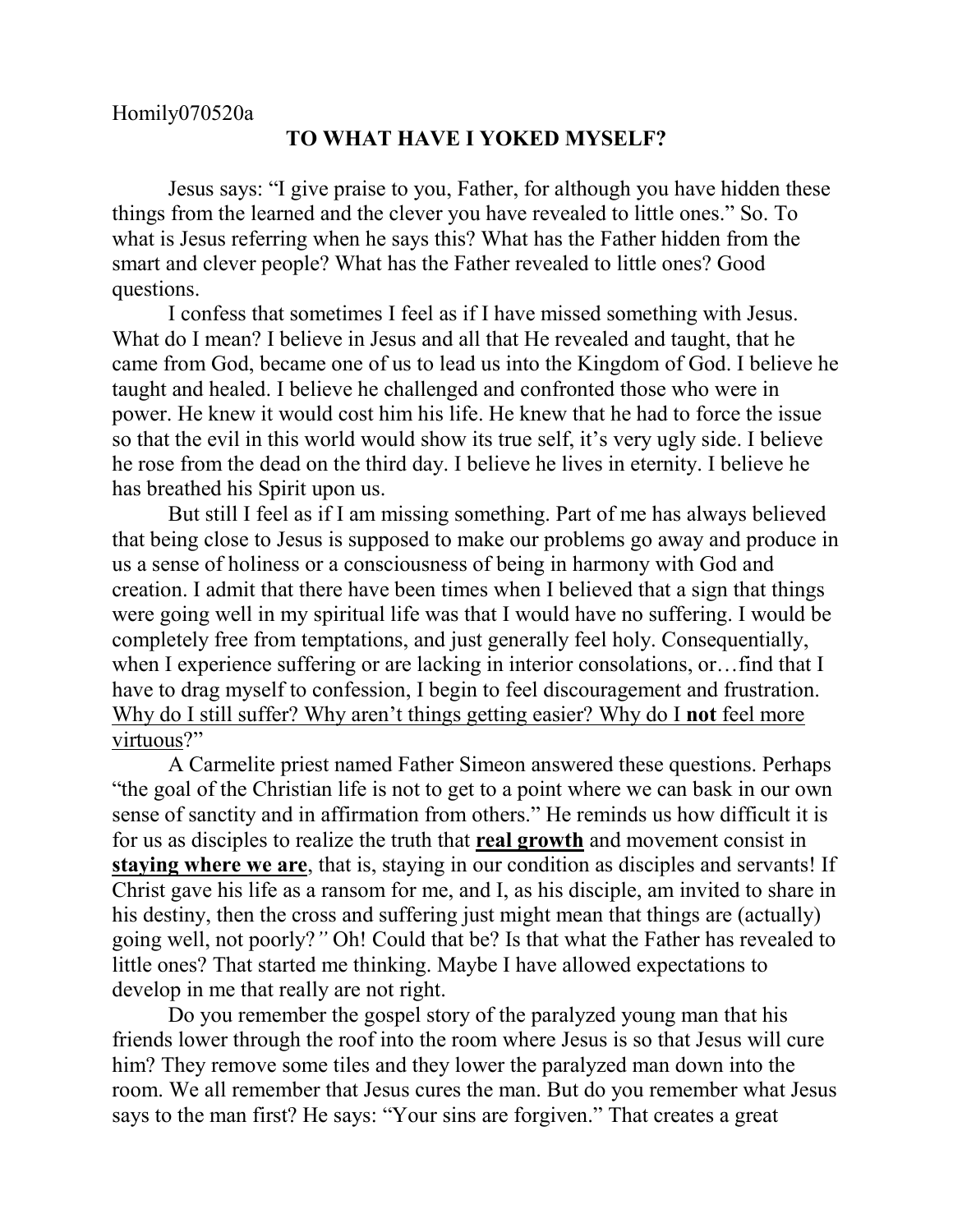Homily070520a

# TO WHAT HAVE I YOKED MYSELF?

Jesus says: "I give praise to you, Father, for although you have hidden these things from the learned and the clever you have revealed to little ones." So. To what is Jesus referring when he says this? What has the Father hidden from the smart and clever people? What has the Father revealed to little ones? Good questions.

I confess that sometimes I feel as if I have missed something with Jesus. What do I mean? I believe in Jesus and all that He revealed and taught, that he came from God, became one of us to lead us into the Kingdom of God. I believe he taught and healed. I believe he challenged and confronted those who were in power. He knew it would cost him his life. He knew that he had to force the issue so that the evil in this world would show its true self, it's very ugly side. I believe he rose from the dead on the third day. I believe he lives in eternity. I believe he has breathed his Spirit upon us.

But still I feel as if I am missing something. Part of me has always believed that being close to Jesus is supposed to make our problems go away and produce in us a sense of holiness or a consciousness of being in harmony with God and creation. I admit that there have been times when I believed that a sign that things were going well in my spiritual life was that I would have no suffering. I would be completely free from temptations, and just generally feel holy. Consequentially, when I experience suffering or are lacking in interior consolations, or…find that I have to drag myself to confession, I begin to feel discouragement and frustration. <u>Why do I still suffer? Why aren't things getting easier? Why do I **not** feel more virtuous</u>?"

A Carmelite priest named Father Simeon answered these questions. Perhaps "the goal of the Christian life is not to get to a point where we can bask in our own sense of sanctity and in affirmation from others." He reminds us how difficult it is for us as disciples to realize the truth that <u>**real growth**</u> and movement consist in <u>**staying where we are**</u>, that is, staying in our condition as disciples and servants! If Christ gave his life as a ransom for me, and I, as his disciple, am invited to share in his destiny, then the cross and suffering just might mean that things are (actually) going well, not poorly?*"* Oh! Could that be? Is that what the Father has revealed to little ones? That started me thinking. Maybe I have allowed expectations to develop in me that really are not right.

Do you remember the gospel story of the paralyzed young man that his friends lower through the roof into the room where Jesus is so that Jesus will cure him? They remove some tiles and they lower the paralyzed man down into the room. We all remember that Jesus cures the man. But do you remember what Jesus says to the man first? He says: "Your sins are forgiven." That creates a great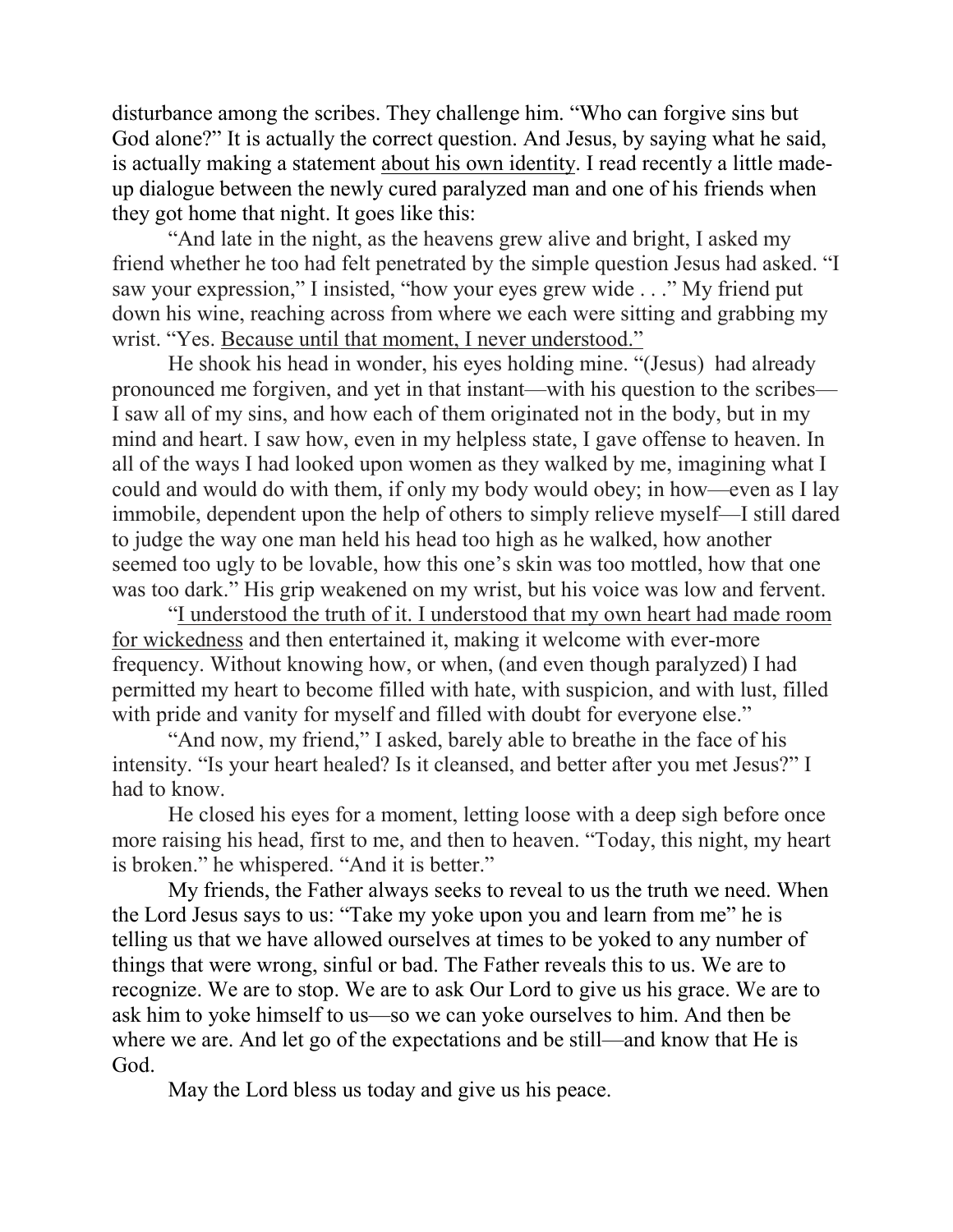disturbance among the scribes. They challenge him. "Who can forgive sins but God alone?" It is actually the correct question. And Jesus, by saying what he said, is actually making a statement <u>about his own identity</u>. I read recently a little made-up dialogue between the newly cured paralyzed man and one of his friends when they got home that night. It goes like this:

"And late in the night, as the heavens grew alive and bright, I asked my friend whether he too had felt penetrated by the simple question Jesus had asked. "I saw your expression," I insisted, "how your eyes grew wide . . ." My friend put down his wine, reaching across from where we each were sitting and grabbing my wrist. "Yes. <u>Because until that moment, I never understood."</u>

He shook his head in wonder, his eyes holding mine. "(Jesus) had already pronounced me forgiven, and yet in that instant—with his question to the scribes—I saw all of my sins, and how each of them originated not in the body, but in my mind and heart. I saw how, even in my helpless state, I gave offense to heaven. In all of the ways I had looked upon women as they walked by me, imagining what I could and would do with them, if only my body would obey; in how—even as I lay immobile, dependent upon the help of others to simply relieve myself—I still dared to judge the way one man held his head too high as he walked, how another seemed too ugly to be lovable, how this one's skin was too mottled, how that one was too dark." His grip weakened on my wrist, but his voice was low and fervent.

"<u>I understood the truth of it. I understood that my own heart had made room for wickedness</u> and then entertained it, making it welcome with ever-more frequency. Without knowing how, or when, (and even though paralyzed) I had permitted my heart to become filled with hate, with suspicion, and with lust, filled with pride and vanity for myself and filled with doubt for everyone else."

"And now, my friend," I asked, barely able to breathe in the face of his intensity. "Is your heart healed? Is it cleansed, and better after you met Jesus?" I had to know.

He closed his eyes for a moment, letting loose with a deep sigh before once more raising his head, first to me, and then to heaven. "Today, this night, my heart is broken." he whispered. "And it is better."

My friends, the Father always seeks to reveal to us the truth we need. When the Lord Jesus says to us: "Take my yoke upon you and learn from me" he is telling us that we have allowed ourselves at times to be yoked to any number of things that were wrong, sinful or bad. The Father reveals this to us. We are to recognize. We are to stop. We are to ask Our Lord to give us his grace. We are to ask him to yoke himself to us—so we can yoke ourselves to him. And then be where we are. And let go of the expectations and be still—and know that He is God.

May the Lord bless us today and give us his peace.